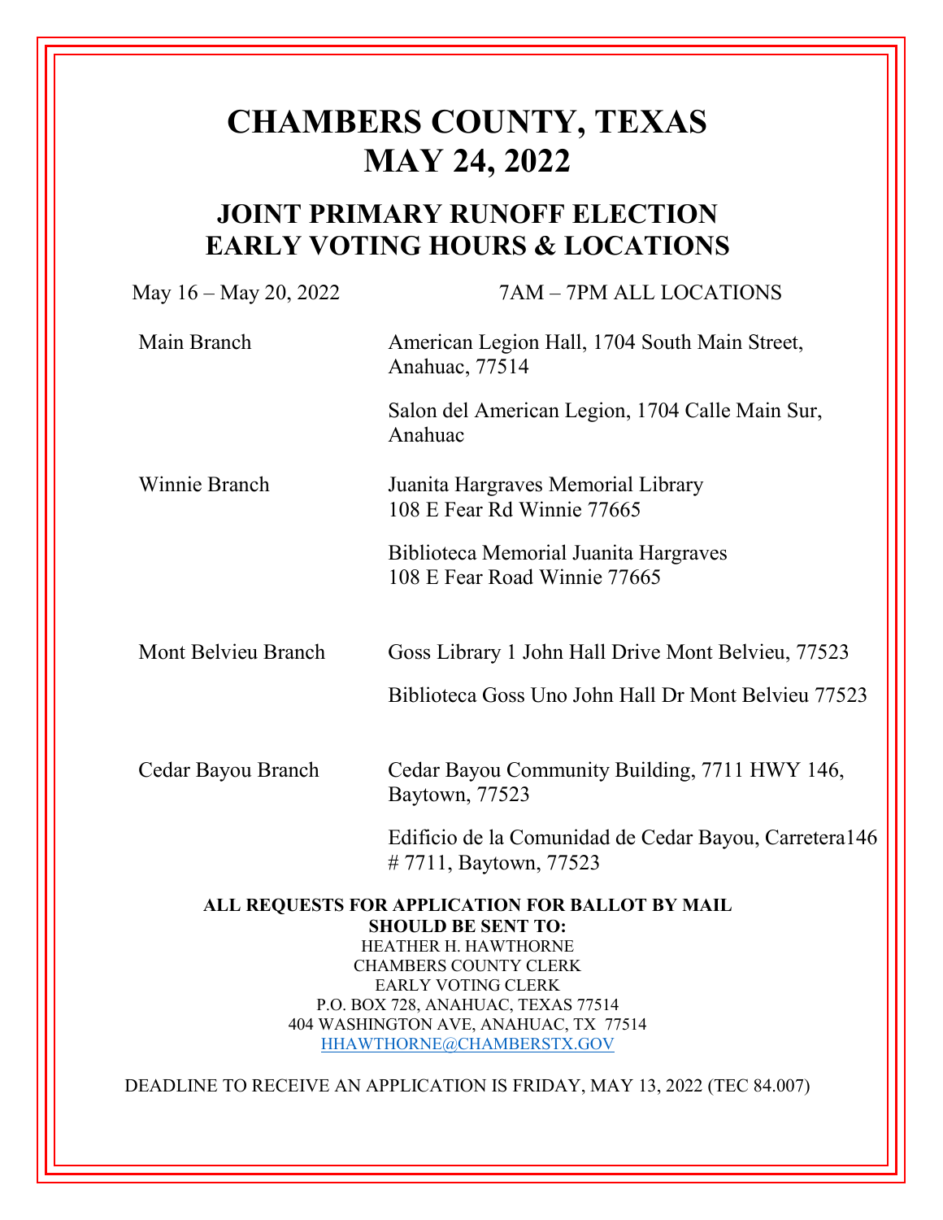# CHAMBERS COUNTY, TEXAS
# MAY 24, 2022

## JOINT PRIMARY RUNOFF ELECTION
## EARLY VOTING HOURS & LOCATIONS

| May 16 – May 20, 2022 | 7AM – 7PM ALL LOCATIONS |
|---|---|
| Main Branch | American Legion Hall, 1704 South Main Street, Anahuac, 77514 |
| | Salon del American Legion, 1704 Calle Main Sur, Anahuac |
| Winnie Branch | Juanita Hargraves Memorial Library 108 E Fear Rd Winnie 77665 |
| | Biblioteca Memorial Juanita Hargraves 108 E Fear Road Winnie 77665 |
| Mont Belvieu Branch | Goss Library 1 John Hall Drive Mont Belvieu, 77523 |
| | Biblioteca Goss Uno John Hall Dr Mont Belvieu 77523 |
| Cedar Bayou Branch | Cedar Bayou Community Building, 7711 HWY 146, Baytown, 77523 |
| | Edificio de la Comunidad de Cedar Bayou, Carretera146 # 7711, Baytown, 77523 |

**ALL REQUESTS FOR APPLICATION FOR BALLOT BY MAIL SHOULD BE SENT TO:**

HEATHER H. HAWTHORNE
CHAMBERS COUNTY CLERK
EARLY VOTING CLERK
P.O. BOX 728, ANAHUAC, TEXAS 77514
404 WASHINGTON AVE, ANAHUAC, TX 77514
HHAWTHORNE@CHAMBERSTX.GOV

DEADLINE TO RECEIVE AN APPLICATION IS FRIDAY, MAY 13, 2022 (TEC 84.007)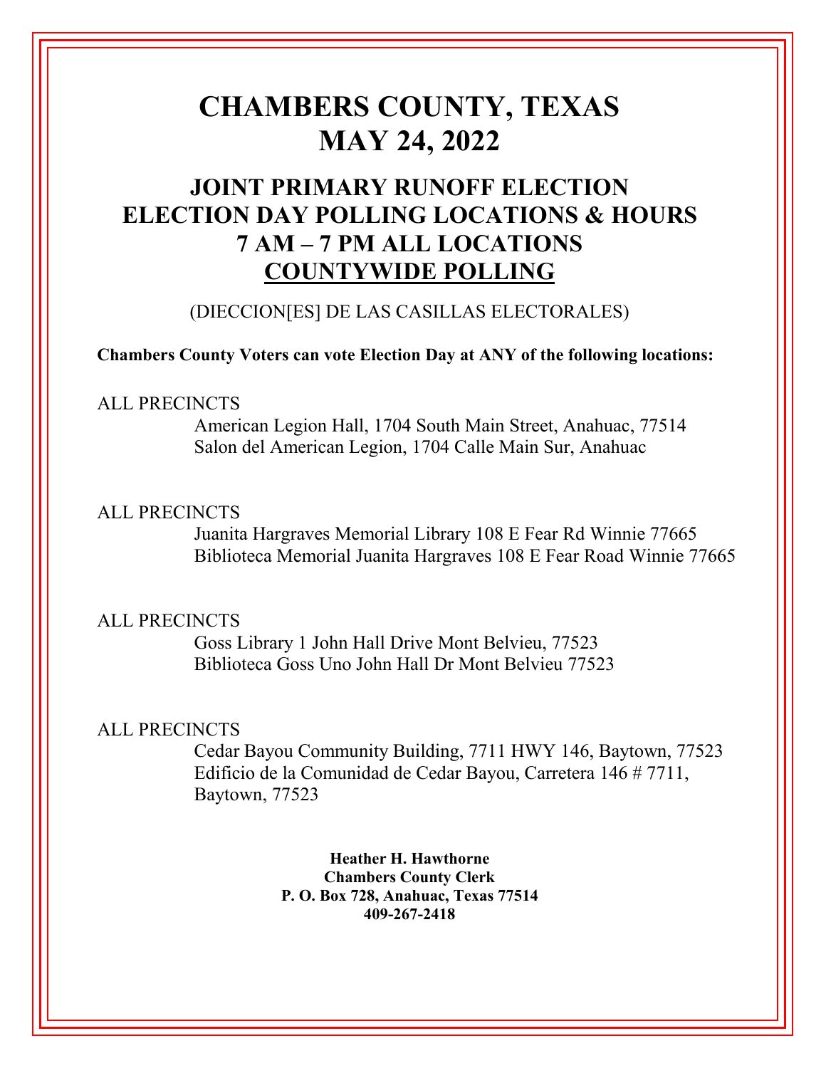# CHAMBERS COUNTY, TEXAS
# MAY 24, 2022

## JOINT PRIMARY RUNOFF ELECTION
## ELECTION DAY POLLING LOCATIONS & HOURS
## 7 AM – 7 PM ALL LOCATIONS
## <u>COUNTYWIDE POLLING</u>

(DIECCION[ES] DE LAS CASILLAS ELECTORALES)

**Chambers County Voters can vote Election Day at ANY of the following locations:**

ALL PRECINCTS

American Legion Hall, 1704 South Main Street, Anahuac, 77514
Salon del American Legion, 1704 Calle Main Sur, Anahuac

ALL PRECINCTS

Juanita Hargraves Memorial Library 108 E Fear Rd Winnie 77665
Biblioteca Memorial Juanita Hargraves 108 E Fear Road Winnie 77665

ALL PRECINCTS

Goss Library 1 John Hall Drive Mont Belvieu, 77523
Biblioteca Goss Uno John Hall Dr Mont Belvieu 77523

ALL PRECINCTS

Cedar Bayou Community Building, 7711 HWY 146, Baytown, 77523
Edificio de la Comunidad de Cedar Bayou, Carretera 146 # 7711, Baytown, 77523

**Heather H. Hawthorne**
**Chambers County Clerk**
**P. O. Box 728, Anahuac, Texas 77514**
**409-267-2418**